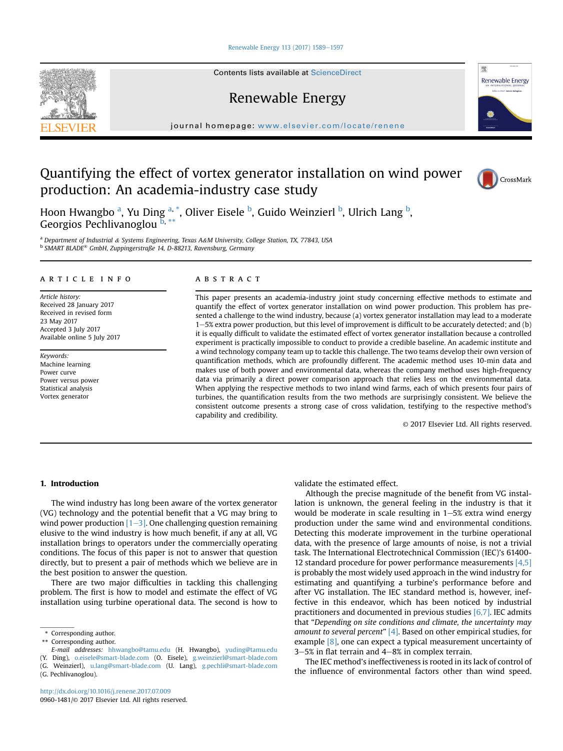# Quantifying the effect of vortex generator installation on wind power production: An academia-industry case study

Hoon Hwangbo [a], Yu Ding [a, *], Oliver Eisele [b], Guido Weinzierl [b], Ulrich Lang [b], Georgios Pechlivanoglou [b, **]

[a] Department of Industrial & Systems Engineering, Texas A&M University, College Station, TX, 77843, USA
[b] SMART BLADE® GmbH, Zuppingerstraße 14, D-88213, Ravensburg, Germany

**ARTICLE INFO**

*Article history:*
Received 28 January 2017
Received in revised form
23 May 2017
Accepted 3 July 2017
Available online 5 July 2017

*Keywords:*
Machine learning
Power curve
Power versus power
Statistical analysis
Vortex generator

**ABSTRACT**

This paper presents an academia-industry joint study concerning effective methods to estimate and quantify the effect of vortex generator installation on wind power production. This problem has presented a challenge to the wind industry, because (a) vortex generator installation may lead to a moderate 1–5% extra power production, but this level of improvement is difficult to be accurately detected; and (b) it is equally difficult to validate the estimated effect of vortex generator installation because a controlled experiment is practically impossible to conduct to provide a credible baseline. An academic institute and a wind technology company team up to tackle this challenge. The two teams develop their own version of quantification methods, which are profoundly different. The academic method uses 10-min data and makes use of both power and environmental data, whereas the company method uses high-frequency data via primarily a direct power comparison approach that relies less on the environmental data. When applying the respective methods to two inland wind farms, each of which presents four pairs of turbines, the quantification results from the two methods are surprisingly consistent. We believe the consistent outcome presents a strong case of cross validation, testifying to the respective method's capability and credibility.

© 2017 Elsevier Ltd. All rights reserved.

## 1. Introduction

The wind industry has long been aware of the vortex generator (VG) technology and the potential benefit that a VG may bring to wind power production [1–3]. One challenging question remaining elusive to the wind industry is how much benefit, if any at all, VG installation brings to operators under the commercially operating conditions. The focus of this paper is not to answer that question directly, but to present a pair of methods which we believe are in the best position to answer the question.

There are two major difficulties in tackling this challenging problem. The first is how to model and estimate the effect of VG installation using turbine operational data. The second is how to validate the estimated effect.

Although the precise magnitude of the benefit from VG installation is unknown, the general feeling in the industry is that it would be moderate in scale resulting in 1–5% extra wind energy production under the same wind and environmental conditions. Detecting this moderate improvement in the turbine operational data, with the presence of large amounts of noise, is not a trivial task. The International Electrotechnical Commission (IEC)'s 61400-12 standard procedure for power performance measurements [4,5] is probably the most widely used approach in the wind industry for estimating and quantifying a turbine's performance before and after VG installation. The IEC standard method is, however, ineffective in this endeavor, which has been noticed by industrial practitioners and documented in previous studies [6,7]. IEC admits that "*Depending on site conditions and climate, the uncertainty may amount to several percent*" [4]. Based on other empirical studies, for example [8], one can expect a typical measurement uncertainty of 3–5% in flat terrain and 4–8% in complex terrain.

The IEC method's ineffectiveness is rooted in its lack of control of the influence of environmental factors other than wind speed.

* Corresponding author.
** Corresponding author.
*E-mail addresses:* hhwangbo@tamu.edu (H. Hwangbo), yuding@tamu.edu (Y. Ding), o.eisele@smart-blade.com (O. Eisele), g.weinzierl@smart-blade.com (G. Weinzierl), u.lang@smart-blade.com (U. Lang), g.pechli@smart-blade.com (G. Pechlivanoglou).

http://dx.doi.org/10.1016/j.renene.2017.07.009
0960-1481/© 2017 Elsevier Ltd. All rights reserved.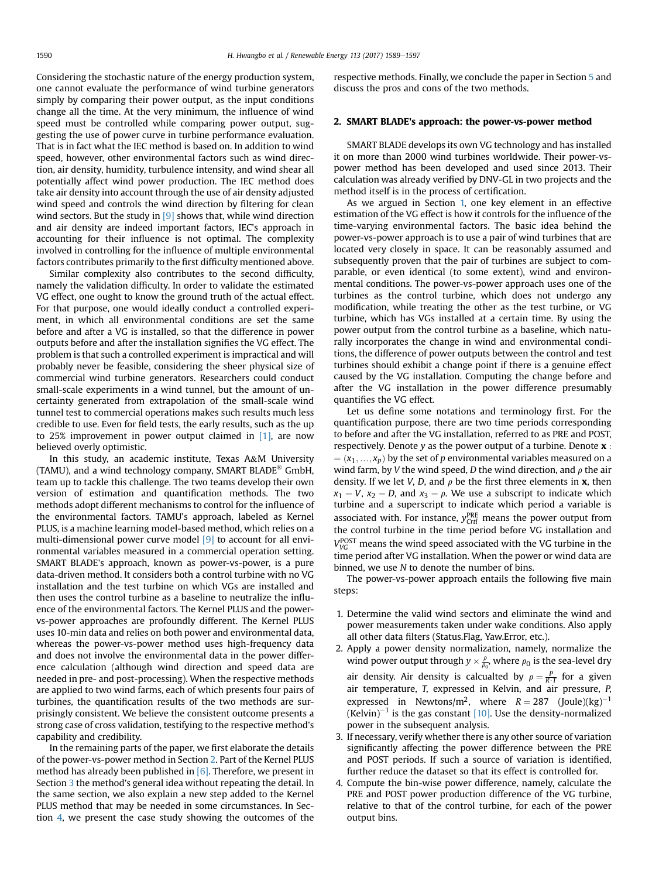Considering the stochastic nature of the energy production system, one cannot evaluate the performance of wind turbine generators simply by comparing their power output, as the input conditions change all the time. At the very minimum, the influence of wind speed must be controlled while comparing power output, suggesting the use of power curve in turbine performance evaluation. That is in fact what the IEC method is based on. In addition to wind speed, however, other environmental factors such as wind direction, air density, humidity, turbulence intensity, and wind shear all potentially affect wind power production. The IEC method does take air density into account through the use of air density adjusted wind speed and controls the wind direction by filtering for clean wind sectors. But the study in [9] shows that, while wind direction and air density are indeed important factors, IEC's approach in accounting for their influence is not optimal. The complexity involved in controlling for the influence of multiple environmental factors contributes primarily to the first difficulty mentioned above.

Similar complexity also contributes to the second difficulty, namely the validation difficulty. In order to validate the estimated VG effect, one ought to know the ground truth of the actual effect. For that purpose, one would ideally conduct a controlled experiment, in which all environmental conditions are set the same before and after a VG is installed, so that the difference in power outputs before and after the installation signifies the VG effect. The problem is that such a controlled experiment is impractical and will probably never be feasible, considering the sheer physical size of commercial wind turbine generators. Researchers could conduct small-scale experiments in a wind tunnel, but the amount of uncertainty generated from extrapolation of the small-scale wind tunnel test to commercial operations makes such results much less credible to use. Even for field tests, the early results, such as the up to 25% improvement in power output claimed in [1], are now believed overly optimistic.

In this study, an academic institute, Texas A&M University (TAMU), and a wind technology company, SMART BLADE® GmbH, team up to tackle this challenge. The two teams develop their own version of estimation and quantification methods. The two methods adopt different mechanisms to control for the influence of the environmental factors. TAMU's approach, labeled as Kernel PLUS, is a machine learning model-based method, which relies on a multi-dimensional power curve model [9] to account for all environmental variables measured in a commercial operation setting. SMART BLADE's approach, known as power-vs-power, is a pure data-driven method. It considers both a control turbine with no VG installation and the test turbine on which VGs are installed and then uses the control turbine as a baseline to neutralize the influence of the environmental factors. The Kernel PLUS and the power-vs-power approaches are profoundly different. The Kernel PLUS uses 10-min data and relies on both power and environmental data, whereas the power-vs-power method uses high-frequency data and does not involve the environmental data in the power difference calculation (although wind direction and speed data are needed in pre- and post-processing). When the respective methods are applied to two wind farms, each of which presents four pairs of turbines, the quantification results of the two methods are surprisingly consistent. We believe the consistent outcome presents a strong case of cross validation, testifying to the respective method's capability and credibility.

In the remaining parts of the paper, we first elaborate the details of the power-vs-power method in Section 2. Part of the Kernel PLUS method has already been published in [6]. Therefore, we present in Section 3 the method's general idea without repeating the detail. In the same section, we also explain a new step added to the Kernel PLUS method that may be needed in some circumstances. In Section 4, we present the case study showing the outcomes of the respective methods. Finally, we conclude the paper in Section 5 and discuss the pros and cons of the two methods.

## 2. SMART BLADE's approach: the power-vs-power method

SMART BLADE develops its own VG technology and has installed it on more than 2000 wind turbines worldwide. Their power-vs-power method has been developed and used since 2013. Their calculation was already verified by DNV-GL in two projects and the method itself is in the process of certification.

As we argued in Section 1, one key element in an effective estimation of the VG effect is how it controls for the influence of the time-varying environmental factors. The basic idea behind the power-vs-power approach is to use a pair of wind turbines that are located very closely in space. It can be reasonably assumed and subsequently proven that the pair of turbines are subject to comparable, or even identical (to some extent), wind and environmental conditions. The power-vs-power approach uses one of the turbines as the control turbine, which does not undergo any modification, while treating the other as the test turbine, or VG turbine, which has VGs installed at a certain time. By using the power output from the control turbine as a baseline, which naturally incorporates the change in wind and environmental conditions, the difference of power outputs between the control and test turbines should exhibit a change point if there is a genuine effect caused by the VG installation. Computing the change before and after the VG installation in the power difference presumably quantifies the VG effect.

Let us define some notations and terminology first. For the quantification purpose, there are two time periods corresponding to before and after the VG installation, referred to as PRE and POST, respectively. Denote $y$ as the power output of a turbine. Denote $\mathbf{x} := (x_1, \ldots, x_p)$ by the set of $p$ environmental variables measured on a wind farm, by $V$ the wind speed, $D$ the wind direction, and $\rho$ the air density. If we let $V$, $D$, and $\rho$ be the first three elements in $\mathbf{x}$, then $x_1 = V$, $x_2 = D$, and $x_3 = \rho$. We use a subscript to indicate which turbine and a superscript to indicate which period a variable is associated with. For instance, $y_{Crtl}^{\text{PRE}}$ means the power output from the control turbine in the time period before VG installation and $V_{VG}^{\text{POST}}$ means the wind speed associated with the VG turbine in the time period after VG installation. When the power or wind data are binned, we use $N$ to denote the number of bins.

The power-vs-power approach entails the following five main steps:

1. Determine the valid wind sectors and eliminate the wind and power measurements taken under wake conditions. Also apply all other data filters (Status.Flag, Yaw.Error, etc.).
2. Apply a power density normalization, namely, normalize the wind power output through $y \times \frac{\rho}{\rho_0}$, where $\rho_0$ is the sea-level dry air density. Air density is calcualted by $\rho = \frac{P}{R \cdot T}$ for a given air temperature, $T$, expressed in Kelvin, and air pressure, $P$, expressed in Newtons/m$^2$, where $R = 287$ (Joule)(kg)$^{-1}$ (Kelvin)$^{-1}$ is the gas constant [10]. Use the density-normalized power in the subsequent analysis.
3. If necessary, verify whether there is any other source of variation significantly affecting the power difference between the PRE and POST periods. If such a source of variation is identified, further reduce the dataset so that its effect is controlled for.
4. Compute the bin-wise power difference, namely, calculate the PRE and POST power production difference of the VG turbine, relative to that of the control turbine, for each of the power output bins.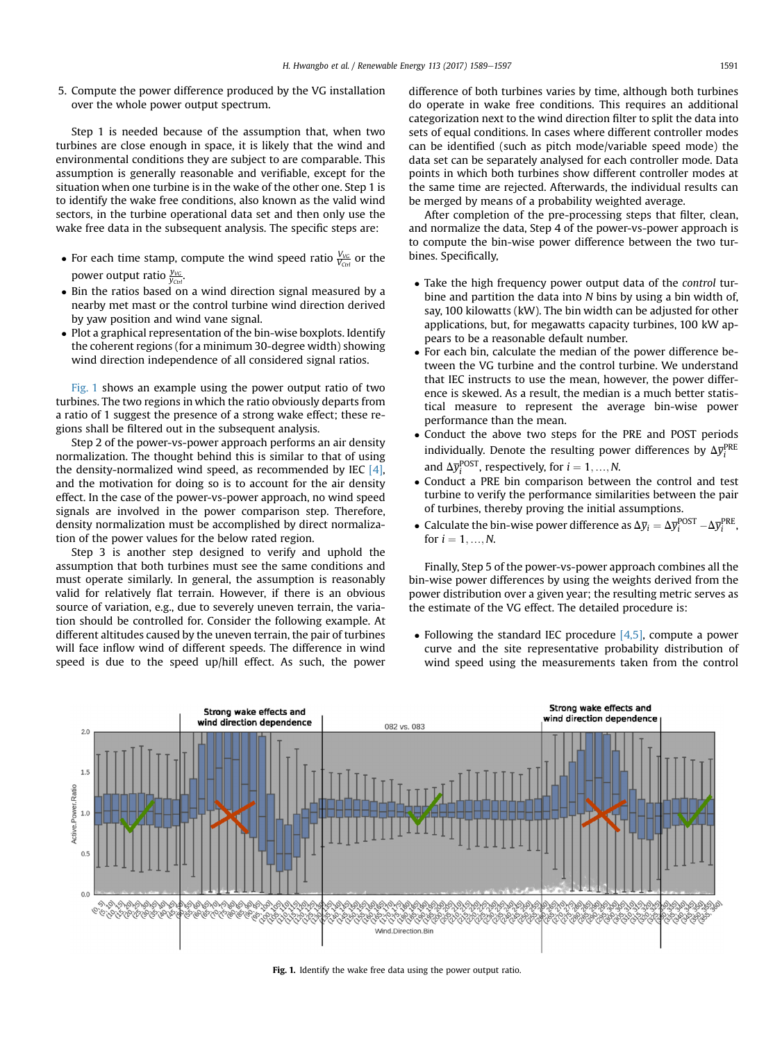5. Compute the power difference produced by the VG installation over the whole power output spectrum.

Step 1 is needed because of the assumption that, when two turbines are close enough in space, it is likely that the wind and environmental conditions they are subject to are comparable. This assumption is generally reasonable and verifiable, except for the situation when one turbine is in the wake of the other one. Step 1 is to identify the wake free conditions, also known as the valid wind sectors, in the turbine operational data set and then only use the wake free data in the subsequent analysis. The specific steps are:

- For each time stamp, compute the wind speed ratio $\frac{V_{VG}}{V_{Ctrl}}$ or the power output ratio $\frac{y_{VG}}{y_{Ctrl}}$.
- Bin the ratios based on a wind direction signal measured by a nearby met mast or the control turbine wind direction derived by yaw position and wind vane signal.
- Plot a graphical representation of the bin-wise boxplots. Identify the coherent regions (for a minimum 30-degree width) showing wind direction independence of all considered signal ratios.

Fig. 1 shows an example using the power output ratio of two turbines. The two regions in which the ratio obviously departs from a ratio of 1 suggest the presence of a strong wake effect; these regions shall be filtered out in the subsequent analysis.

Step 2 of the power-vs-power approach performs an air density normalization. The thought behind this is similar to that of using the density-normalized wind speed, as recommended by IEC [4], and the motivation for doing so is to account for the air density effect. In the case of the power-vs-power approach, no wind speed signals are involved in the power comparison step. Therefore, density normalization must be accomplished by direct normalization of the power values for the below rated region.

Step 3 is another step designed to verify and uphold the assumption that both turbines must see the same conditions and must operate similarly. In general, the assumption is reasonably valid for relatively flat terrain. However, if there is an obvious source of variation, e.g., due to severely uneven terrain, the variation should be controlled for. Consider the following example. At different altitudes caused by the uneven terrain, the pair of turbines will face inflow wind of different speeds. The difference in wind speed is due to the speed up/hill effect. As such, the power difference of both turbines varies by time, although both turbines do operate in wake free conditions. This requires an additional categorization next to the wind direction filter to split the data into sets of equal conditions. In cases where different controller modes can be identified (such as pitch mode/variable speed mode) the data set can be separately analysed for each controller mode. Data points in which both turbines show different controller modes at the same time are rejected. Afterwards, the individual results can be merged by means of a probability weighted average.

After completion of the pre-processing steps that filter, clean, and normalize the data, Step 4 of the power-vs-power approach is to compute the bin-wise power difference between the two turbines. Specifically,

- Take the high frequency power output data of the *control* turbine and partition the data into $N$ bins by using a bin width of, say, 100 kilowatts (kW). The bin width can be adjusted for other applications, but, for megawatts capacity turbines, 100 kW appears to be a reasonable default number.
- For each bin, calculate the median of the power difference between the VG turbine and the control turbine. We understand that IEC instructs to use the mean, however, the power difference is skewed. As a result, the median is a much better statistical measure to represent the average bin-wise power performance than the mean.
- Conduct the above two steps for the PRE and POST periods individually. Denote the resulting power differences by $\Delta\bar{y}_i^{\text{PRE}}$ and $\Delta\bar{y}_i^{\text{POST}}$, respectively, for $i = 1, \ldots, N$.
- Conduct a PRE bin comparison between the control and test turbine to verify the performance similarities between the pair of turbines, thereby proving the initial assumptions.
- Calculate the bin-wise power difference as $\Delta\bar{y}_i = \Delta\bar{y}_i^{\text{POST}} - \Delta\bar{y}_i^{\text{PRE}}$, for $i = 1, \ldots, N$.

Finally, Step 5 of the power-vs-power approach combines all the bin-wise power differences by using the weights derived from the power distribution over a given year; the resulting metric serves as the estimate of the VG effect. The detailed procedure is:

- Following the standard IEC procedure [4,5], compute a power curve and the site representative probability distribution of wind speed using the measurements taken from the control

**Fig. 1.** Identify the wake free data using the power output ratio.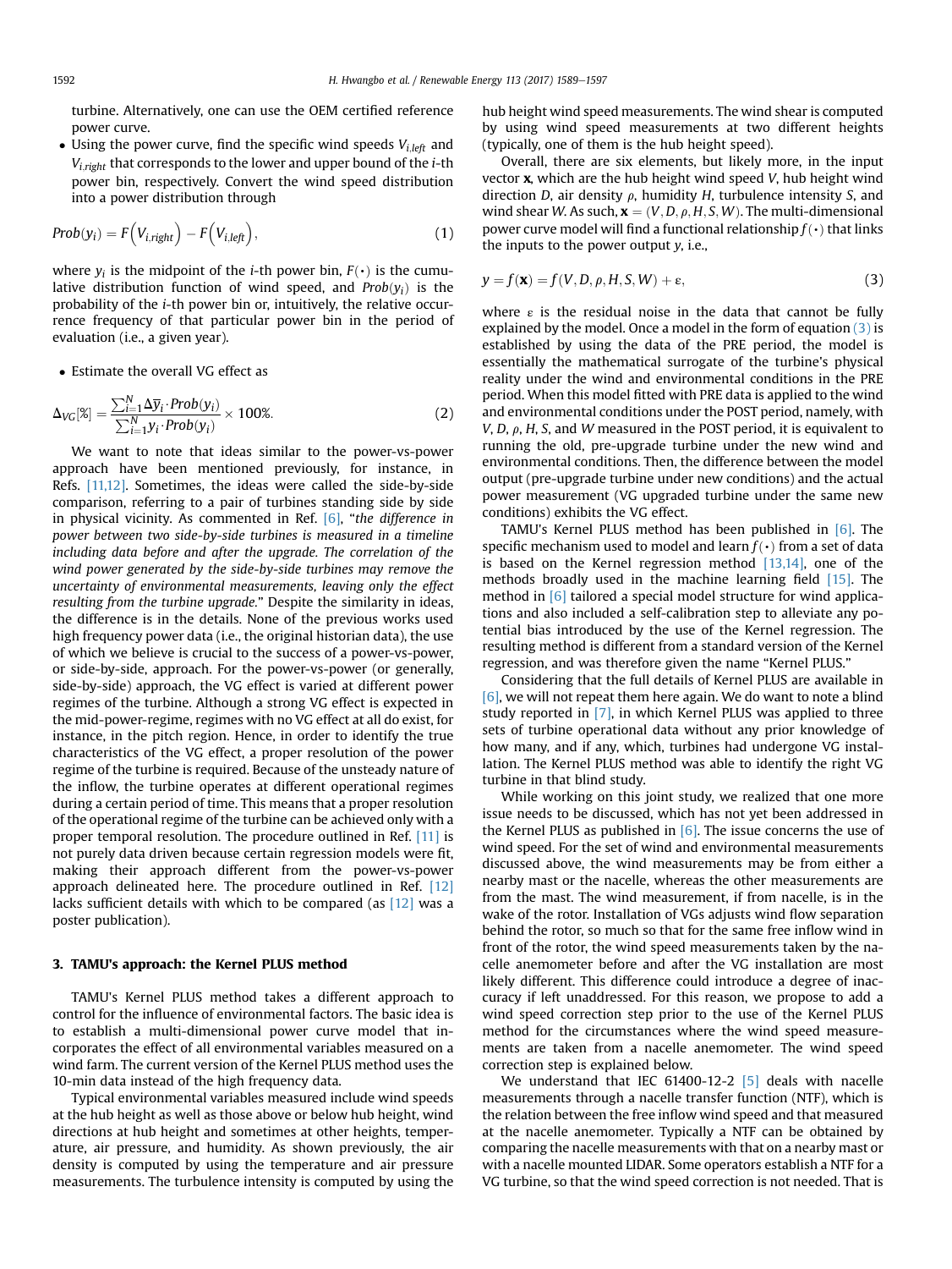turbine. Alternatively, one can use the OEM certified reference power curve.

- Using the power curve, find the specific wind speeds $V_{i,left}$ and $V_{i,right}$ that corresponds to the lower and upper bound of the $i$-th power bin, respectively. Convert the wind speed distribution into a power distribution through

$$Prob(y_i) = F\left(V_{i,right}\right) - F\left(V_{i,left}\right), \tag{1}$$

where $y_i$ is the midpoint of the $i$-th power bin, $F(\bullet)$ is the cumulative distribution function of wind speed, and $Prob(y_i)$ is the probability of the $i$-th power bin or, intuitively, the relative occurrence frequency of that particular power bin in the period of evaluation (i.e., a given year).

- Estimate the overall VG effect as

$$\Delta_{VG}[\%] = \frac{\sum_{i=1}^{N} \Delta\bar{y}_i \cdot Prob(y_i)}{\sum_{i=1}^{N} y_i \cdot Prob(y_i)} \times 100\%. \tag{2}$$

We want to note that ideas similar to the power-vs-power approach have been mentioned previously, for instance, in Refs. [11,12]. Sometimes, the ideas were called the side-by-side comparison, referring to a pair of turbines standing side by side in physical vicinity. As commented in Ref. [6], "*the difference in power between two side-by-side turbines is measured in a timeline including data before and after the upgrade. The correlation of the wind power generated by the side-by-side turbines may remove the uncertainty of environmental measurements, leaving only the effect resulting from the turbine upgrade.*" Despite the similarity in ideas, the difference is in the details. None of the previous works used high frequency power data (i.e., the original historian data), the use of which we believe is crucial to the success of a power-vs-power, or side-by-side, approach. For the power-vs-power (or generally, side-by-side) approach, the VG effect is varied at different power regimes of the turbine. Although a strong VG effect is expected in the mid-power-regime, regimes with no VG effect at all do exist, for instance, in the pitch regime. Hence, in order to identify the true characteristics of the VG effect, a proper resolution of the power regime of the turbine is required. Because of the unsteady nature of the inflow, the turbine operates at different operational regimes during a certain period of time. This means that a proper resolution of the operational regime of the turbine can be achieved only with a proper temporal resolution. The procedure outlined in Ref. [11] is not purely data driven because certain regression models were fit, making their approach different from the power-vs-power approach delineated here. The procedure outlined in Ref. [12] lacks sufficient details with which to be compared (as [12] was a poster publication).

## 3. TAMU's approach: the Kernel PLUS method

TAMU's Kernel PLUS method takes a different approach to control for the influence of environmental factors. The basic idea is to establish a multi-dimensional power curve model that incorporates the effect of all environmental variables measured on a wind farm. The current version of the Kernel PLUS method uses the 10-min data instead of the high frequency data.

Typical environmental variables measured include wind speeds at the hub height as well as those above or below hub height, wind directions at hub height and sometimes at other heights, temperature, air pressure, and humidity. As shown previously, the air density is computed by using the temperature and air pressure measurements. The turbulence intensity is computed by using the hub height wind speed measurements. The wind shear is computed by using wind speed measurements at two different heights (typically, one of them is the hub height speed).

Overall, there are six elements, but likely more, in the input vector $\mathbf{x}$, which are the hub height wind speed $V$, hub height wind direction $D$, air density $\rho$, humidity $H$, turbulence intensity $S$, and wind shear $W$. As such, $\mathbf{x} = (V, D, \rho, H, S, W)$. The multi-dimensional power curve model will find a functional relationship $f(\bullet)$ that links the inputs to the power output $y$, i.e.,

$$y = f(\mathbf{x}) = f(V, D, \rho, H, S, W) + \varepsilon, \tag{3}$$

where $\varepsilon$ is the residual noise in the data that cannot be fully explained by the model. Once a model in the form of equation (3) is established by using the data of the PRE period, the model is essentially the mathematical surrogate of the turbine's physical reality under the wind and environmental conditions in the PRE period. When this model fitted with PRE data is applied to the wind and environmental conditions under the POST period, namely, with $V$, $D$, $\rho$, $H$, $S$, and $W$ measured in the POST period, it is equivalent to running the old, pre-upgrade turbine under the new wind and environmental conditions. Then, the difference between the model output (pre-upgrade turbine under new conditions) and the actual power measurement (VG upgraded turbine under the same new conditions) exhibits the VG effect.

TAMU's Kernel PLUS method has been published in [6]. The specific mechanism used to model and learn $f(\bullet)$ from a set of data is based on the Kernel regression method [13,14], one of the methods broadly used in the machine learning field [15]. The method in [6] tailored a special model structure for wind applications and also included a self-calibration step to alleviate any potential bias introduced by the use of the Kernel regression. The resulting method is different from a standard version of the Kernel regression, and was therefore given the name "Kernel PLUS."

Considering that the full details of Kernel PLUS are available in [6], we will not repeat them here again. We do want to note a blind study reported in [7], in which Kernel PLUS was applied to three sets of turbine operational data without any prior knowledge of how many, and if any, which, turbines had undergone VG installation. The Kernel PLUS method was able to identify the right VG turbine in that blind study.

While working on this joint study, we realized that one more issue needs to be discussed, which has not yet been addressed in the Kernel PLUS as published in [6]. The issue concerns the use of wind speed. For the set of wind and environmental measurements discussed above, the wind measurements may be from either a nearby mast or the nacelle, whereas the other measurements are from the mast. The wind measurement, if from nacelle, is in the wake of the rotor. Installation of VGs adjusts wind flow separation behind the rotor, so much so that for the same free inflow wind in front of the rotor, the wind speed measurements taken by the nacelle anemometer before and after the VG installation are most likely different. This difference could introduce a degree of inaccuracy if left unaddressed. For this reason, we propose to add a wind speed correction step prior to the use of the Kernel PLUS method for the circumstances where the wind speed measurements are taken from a nacelle anemometer. The wind speed correction step is explained below.

We understand that IEC 61400-12-2 [5] deals with nacelle measurements through a nacelle transfer function (NTF), which is the relation between the free inflow wind speed and that measured at the nacelle anemometer. Typically a NTF can be obtained by comparing the nacelle measurements with that on a nearby mast or with a nacelle mounted LIDAR. Some operators establish a NTF for a VG turbine, so that the wind speed correction is not needed. That is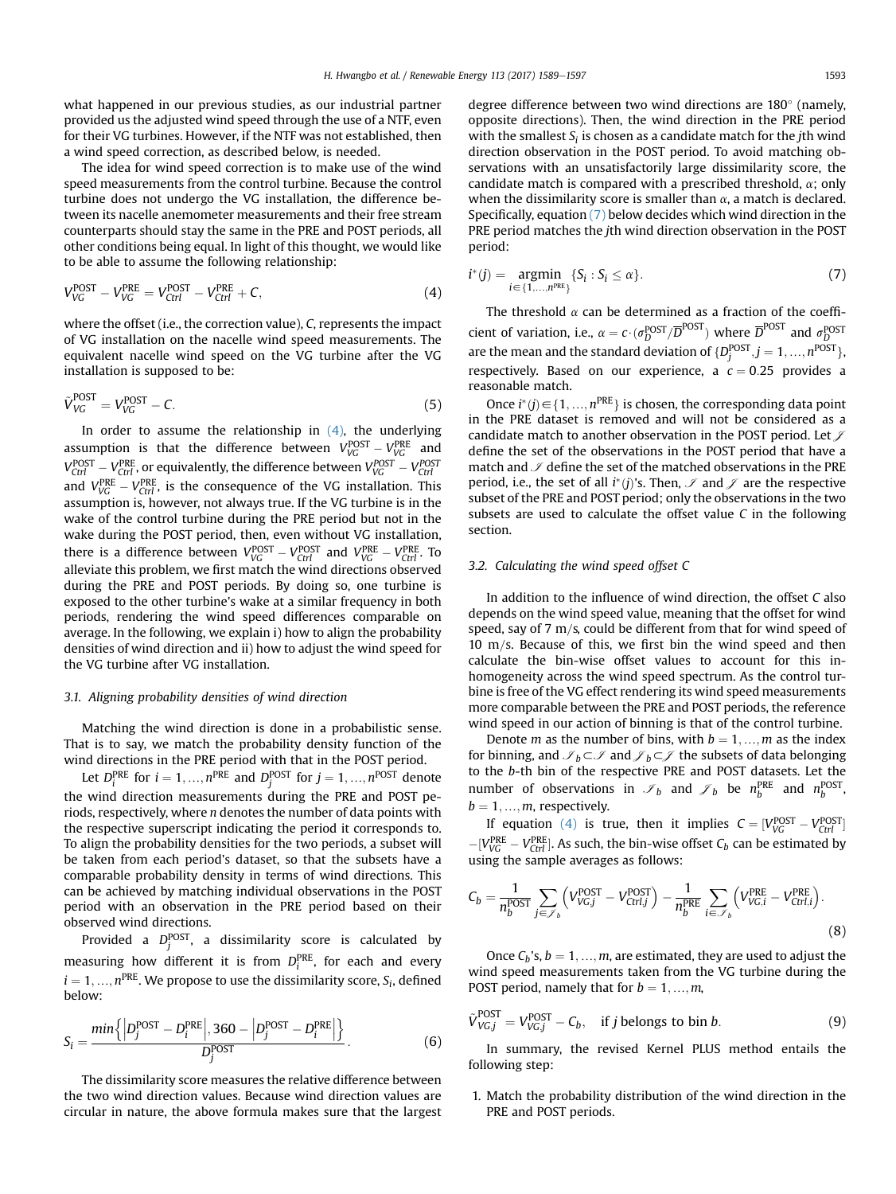what happened in our previous studies, as our industrial partner provided us the adjusted wind speed through the use of a NTF, even for their VG turbines. However, if the NTF was not established, then a wind speed correction, as described below, is needed.

The idea for wind speed correction is to make use of the wind speed measurements from the control turbine. Because the control turbine does not undergo the VG installation, the difference between its nacelle anemometer measurements and their free stream counterparts should stay the same in the PRE and POST periods, all other conditions being equal. In light of this thought, we would like to be able to assume the following relationship:

$$V_{VG}^{\text{POST}} - V_{VG}^{\text{PRE}} = V_{Ctrl}^{\text{POST}} - V_{Ctrl}^{\text{PRE}} + C, \tag{4}$$

where the offset (i.e., the correction value), $C$, represents the impact of VG installation on the nacelle wind speed measurements. The equivalent nacelle wind speed on the VG turbine after the VG installation is supposed to be:

$$\tilde{V}_{VG}^{\text{POST}} = V_{VG}^{\text{POST}} - C. \tag{5}$$

In order to assume the relationship in (4), the underlying assumption is that the difference between $V_{VG}^{\text{POST}} - V_{VG}^{\text{PRE}}$ and $V_{Ctrl}^{\text{POST}} - V_{Ctrl}^{\text{PRE}}$, or equivalently, the difference between $V_{VG}^{POST} - V_{Ctrl}^{POST}$ and $V_{VG}^{\text{PRE}} - V_{Ctrl}^{\text{PRE}}$, is the consequence of the VG installation. This assumption is, however, not always true. If the VG turbine is in the wake of the control turbine during the PRE period but not in the wake during the POST period, then, even without VG installation, there is a difference between $V_{VG}^{\text{POST}} - V_{Ctrl}^{\text{POST}}$ and $V_{VG}^{\text{PRE}} - V_{Ctrl}^{\text{PRE}}$. To alleviate this problem, we first match the wind directions observed during the PRE and POST periods. By doing so, one turbine is exposed to the other turbine's wake at a similar frequency in both periods, rendering the wind speed differences comparable on average. In the following, we explain i) how to align the probability densities of wind direction and ii) how to adjust the wind speed for the VG turbine after VG installation.

### 3.1. Aligning probability densities of wind direction

Matching the wind direction is done in a probabilistic sense. That is to say, we match the probability density function of the wind directions in the PRE period with that in the POST period.

Let $D_i^{\text{PRE}}$ for $i = 1, \ldots, n^{\text{PRE}}$ and $D_j^{\text{POST}}$ for $j = 1, \ldots, n^{\text{POST}}$ denote the wind direction measurements during the PRE and POST periods, respectively, where $n$ denotes the number of data points with the respective superscript indicating the period it corresponds to. To align the probability densities for the two periods, a subset will be taken from each period's dataset, so that the subsets have a comparable probability density in terms of wind directions. This can be achieved by matching individual observations in the POST period with an observation in the PRE period based on their observed wind directions.

Provided a $D_j^{\text{POST}}$, a dissimilarity score is calculated by measuring how different it is from $D_i^{\text{PRE}}$, for each and every $i = 1, \ldots, n^{\text{PRE}}$. We propose to use the dissimilarity score, $S_i$, defined below:

$$S_i = \frac{\min\left\{\left|D_j^{\text{POST}} - D_i^{\text{PRE}}\right|, 360 - \left|D_j^{\text{POST}} - D_i^{\text{PRE}}\right|\right\}}{D_j^{\text{POST}}}. \tag{6}$$

The dissimilarity score measures the relative difference between the two wind direction values. Because wind direction values are circular in nature, the above formula makes sure that the largest degree difference between two wind directions are 180° (namely, opposite directions). Then, the wind direction in the PRE period with the smallest $S_i$ is chosen as a candidate match for the $j$th wind direction observation in the POST period. To avoid matching observations with an unsatisfactorily large dissimilarity score, the candidate match is compared with a prescribed threshold, $\alpha$; only when the dissimilarity score is smaller than $\alpha$, a match is declared. Specifically, equation (7) below decides which wind direction in the PRE period matches the $j$th wind direction observation in the POST period:

$$i^*(j) = \underset{i \in \{1, \ldots, n^{\text{PRE}}\}}{\operatorname{argmin}} \{S_i : S_i \le \alpha\}. \tag{7}$$

The threshold $\alpha$ can be determined as a fraction of the coefficient of variation, i.e., $\alpha = c \cdot (\sigma_D^{\text{POST}} / \overline{D}^{\text{POST}})$ where $\overline{D}^{\text{POST}}$ and $\sigma_D^{\text{POST}}$ are the mean and the standard deviation of $\{D_j^{\text{POST}}, j = 1, \ldots, n^{\text{POST}}\}$, respectively. Based on our experience, a $c = 0.25$ provides a reasonable match.

Once $i^*(j) \in \{1, \ldots, n^{\text{PRE}}\}$ is chosen, the corresponding data point in the PRE dataset is removed and will not be considered as a candidate match to another observation in the POST period. Let $\mathscr{J}$ define the set of the observations in the POST period that have a match and $\mathscr{I}$ define the set of the matched observations in the PRE period, i.e., the set of all $i^*(j)$'s. Then, $\mathscr{I}$ and $\mathscr{J}$ are the respective subset of the PRE and POST period; only the observations in the two subsets are used to calculate the offset value $C$ in the following section.

### 3.2. Calculating the wind speed offset C

In addition to the influence of wind direction, the offset $C$ also depends on the wind speed value, meaning that the offset for wind speed, say of 7 m/s, could be different from that for wind speed of 10 m/s. Because of this, we first bin the wind speed and then calculate the bin-wise offset values to account for this inhomogeneity across the wind speed spectrum. As the control turbine is free of the VG effect rendering its wind speed measurements more comparable between the PRE and POST periods, the reference wind speed in our action of binning is that of the control turbine.

Denote $m$ as the number of bins, with $b = 1, \ldots, m$ as the index for binning, and $\mathscr{I}_b \subset \mathscr{I}$ and $\mathscr{J}_b \subset \mathscr{J}$ the subsets of data belonging to the $b$-th bin of the respective PRE and POST datasets. Let the number of observations in $\mathscr{I}_b$ and $\mathscr{J}_b$ be $n_b^{\text{PRE}}$ and $n_b^{\text{POST}}$, $b = 1, \ldots, m$, respectively.

If equation (4) is true, then it implies $C = [V_{VG}^{\text{POST}} - V_{Ctrl}^{\text{POST}}] - [V_{VG}^{\text{PRE}} - V_{Ctrl}^{\text{PRE}}]$. As such, the bin-wise offset $C_b$ can be estimated by using the sample averages as follows:

$$C_b = \frac{1}{n_b^{\text{POST}}} \sum_{j \in \mathscr{J}_b} \left(V_{VG,j}^{\text{POST}} - V_{Ctrl,j}^{\text{POST}}\right) - \frac{1}{n_b^{\text{PRE}}} \sum_{i \in \mathscr{I}_b} \left(V_{VG,i}^{\text{PRE}} - V_{Ctrl,i}^{\text{PRE}}\right). \tag{8}$$

Once $C_b$'s, $b = 1, \ldots, m$, are estimated, they are used to adjust the wind speed measurements taken from the VG turbine during the POST period, namely that for $b = 1, \ldots, m$,

$$\tilde{V}_{VG,j}^{\text{POST}} = V_{VG,j}^{\text{POST}} - C_b, \quad \text{if } j \text{ belongs to bin } b. \tag{9}$$

In summary, the revised Kernel PLUS method entails the following step:

1. Match the probability distribution of the wind direction in the PRE and POST periods.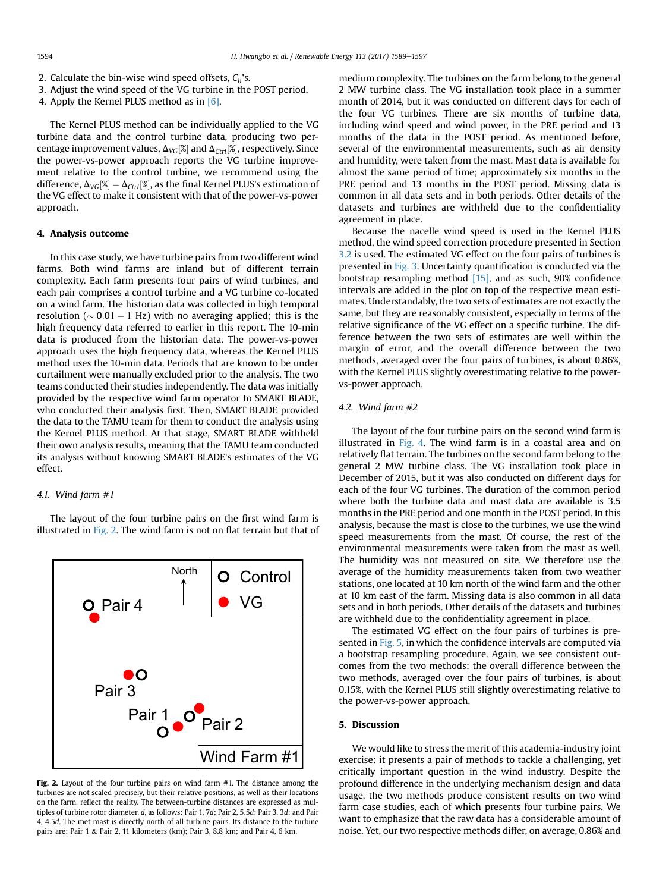2. Calculate the bin-wise wind speed offsets, $C_b$'s.
3. Adjust the wind speed of the VG turbine in the POST period.
4. Apply the Kernel PLUS method as in [6].

The Kernel PLUS method can be individually applied to the VG turbine data and the control turbine data, producing two percentage improvement values, $\Delta_{VG}[\%]$ and $\Delta_{Ctrl}[\%]$, respectively. Since the power-vs-power approach reports the VG turbine improvement relative to the control turbine, we recommend using the difference, $\Delta_{VG}[\%] - \Delta_{Ctrl}[\%]$, as the final Kernel PLUS's estimation of the VG effect to make it consistent with that of the power-vs-power approach.

## 4. Analysis outcome

In this case study, we have turbine pairs from two different wind farms. Both wind farms are inland but of different terrain complexity. Each farm presents four pairs of wind turbines, and each pair comprises a control turbine and a VG turbine co-located on a wind farm. The historian data was collected in high temporal resolution ($\sim 0.01 - 1$ Hz) with no averaging applied; this is the high frequency data referred to earlier in this report. The 10-min data is produced from the historian data. The power-vs-power approach uses the high frequency data, whereas the Kernel PLUS method uses the 10-min data. Periods that are known to be under curtailment were manually excluded prior to the analysis. The two teams conducted their studies independently. The data was initially provided by the respective wind farm operator to SMART BLADE, who conducted their analysis first. Then, SMART BLADE provided the data to the TAMU team for them to conduct the analysis using the Kernel PLUS method. At that stage, SMART BLADE withheld their own analysis results, meaning that the TAMU team conducted its analysis without knowing SMART BLADE's estimates of the VG effect.

### 4.1. Wind farm #1

The layout of the four turbine pairs on the first wind farm is illustrated in Fig. 2. The wind farm is not on flat terrain but that of medium complexity. The turbines on the farm belong to the general 2 MW turbine class. The VG installation took place in a summer month of 2014, but it was conducted on different days for each of the four VG turbines. There are six months of turbine data, including wind speed and wind power, in the PRE period and 13 months of the data in the POST period. As mentioned before, several of the environmental measurements, such as air density and humidity, were taken from the mast. Mast data is available for almost the same period of time; approximately six months in the PRE period and 13 months in the POST period. Missing data is common in all data sets and in both periods. Other details of the datasets and turbines are withheld due to the confidentiality agreement in place.

Fig. 2. Layout of the four turbine pairs on wind farm #1. The distance among the turbines are not scaled precisely, but their relative positions, as well as their locations on the farm, reflect the reality. The between-turbine distances are expressed as multiples of turbine rotor diameter, $d$, as follows: Pair 1, $7d$; Pair 2, $5.5d$; Pair 3, $3d$; and Pair 4, $4.5d$. The met mast is directly north of all turbine pairs. Its distance to the turbine pairs are: Pair 1 & Pair 2, 11 kilometers (km); Pair 3, 8.8 km; and Pair 4, 6 km.

Because the nacelle wind speed is used in the Kernel PLUS method, the wind speed correction procedure presented in Section 3.2 is used. The estimated VG effect on the four pairs of turbines is presented in Fig. 3. Uncertainty quantification is conducted via the bootstrap resampling method [15], and as such, 90% confidence intervals are added in the plot on top of the respective mean estimates. Understandably, the two sets of estimates are not exactly the same, but they are reasonably consistent, especially in terms of the relative significance of the VG effect on a specific turbine. The difference between the two sets of estimates are well within the margin of error, and the overall difference between the two methods, averaged over the four pairs of turbines, is about 0.86%, with the Kernel PLUS slightly overestimating relative to the power-vs-power approach.

### 4.2. Wind farm #2

The layout of the four turbine pairs on the second wind farm is illustrated in Fig. 4. The wind farm is in a coastal area and on relatively flat terrain. The turbines on the second farm belong to the general 2 MW turbine class. The VG installation took place in December of 2015, but it was also conducted on different days for each of the four VG turbines. The duration of the common period where both the turbine data and mast data are available is 3.5 months in the PRE period and one month in the POST period. In this analysis, because the mast is close to the turbines, we use the wind speed measurements from the mast. Of course, the rest of the environmental measurements were taken from the mast as well. The humidity was not measured on site. We therefore use the average of the humidity measurements taken from two weather stations, one located at 10 km north of the wind farm and the other at 10 km east of the farm. Missing data is also common in all data sets and in both periods. Other details of the datasets and turbines are withheld due to the confidentiality agreement in place.

The estimated VG effect on the four pairs of turbines is presented in Fig. 5, in which the confidence intervals are computed via a bootstrap resampling procedure. Again, we see consistent outcomes from the two methods: the overall difference between the two methods, averaged over the four pairs of turbines, is about 0.15%, with the Kernel PLUS still slightly overestimating relative to the power-vs-power approach.

## 5. Discussion

We would like to stress the merit of this academia-industry joint exercise: it presents a pair of methods to tackle a challenging, yet critically important question in the wind industry. Despite the profound difference in the underlying mechanism design and data usage, the two methods produce consistent results on two wind farm case studies, each of which presents four turbine pairs. We want to emphasize that the raw data has a considerable amount of noise. Yet, our two respective methods differ, on average, 0.86% and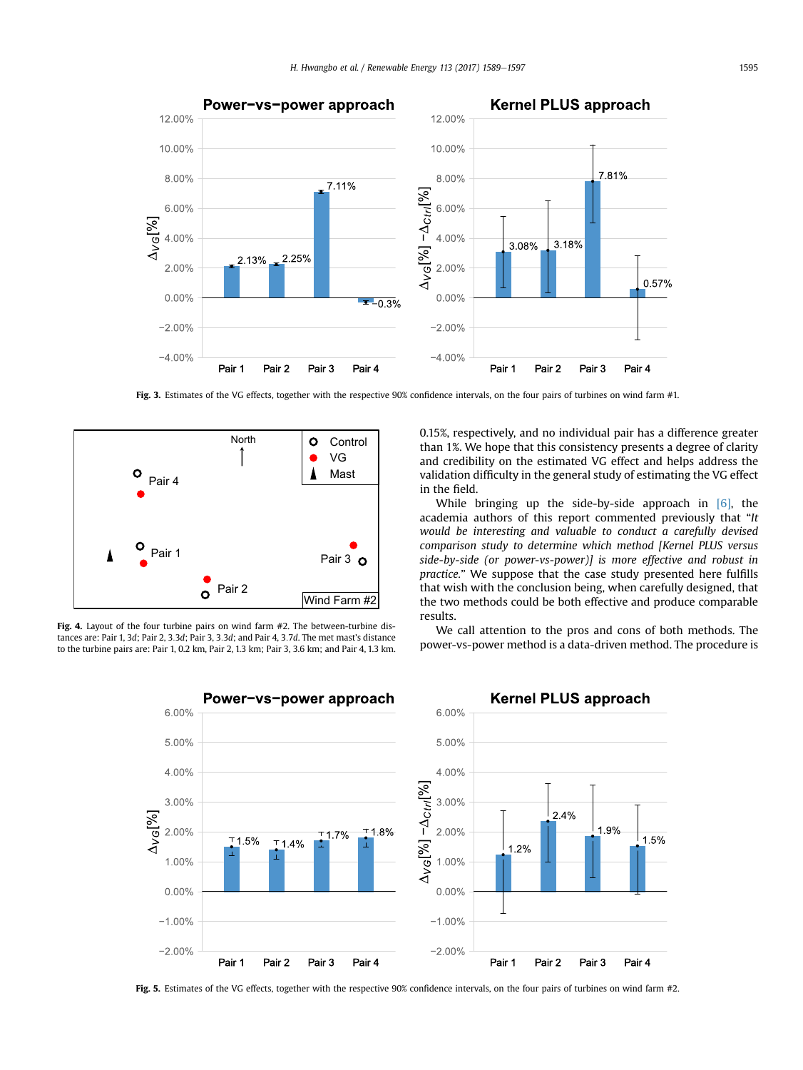Fig. 3. Estimates of the VG effects, together with the respective 90% confidence intervals, on the four pairs of turbines on wind farm #1.

Fig. 4. Layout of the four turbine pairs on wind farm #2. The between-turbine distances are: Pair 1, 3$d$; Pair 2, 3.3$d$; Pair 3, 3.3$d$; and Pair 4, 3.7$d$. The met mast's distance to the turbine pairs are: Pair 1, 0.2 km, Pair 2, 1.3 km; Pair 3, 3.6 km; and Pair 4, 1.3 km.

0.15%, respectively, and no individual pair has a difference greater than 1%. We hope that this consistency presents a degree of clarity and credibility on the estimated VG effect and helps address the validation difficulty in the general study of estimating the VG effect in the field.

While bringing up the side-by-side approach in [6], the academia authors of this report commented previously that "*It would be interesting and valuable to conduct a carefully devised comparison study to determine which method [Kernel PLUS versus side-by-side (or power-vs-power)] is more effective and robust in practice.*" We suppose that the case study presented here fulfills that wish with the conclusion being, when carefully designed, that the two methods could be both effective and produce comparable results.

We call attention to the pros and cons of both methods. The power-vs-power method is a data-driven method. The procedure is

Fig. 5. Estimates of the VG effects, together with the respective 90% confidence intervals, on the four pairs of turbines on wind farm #2.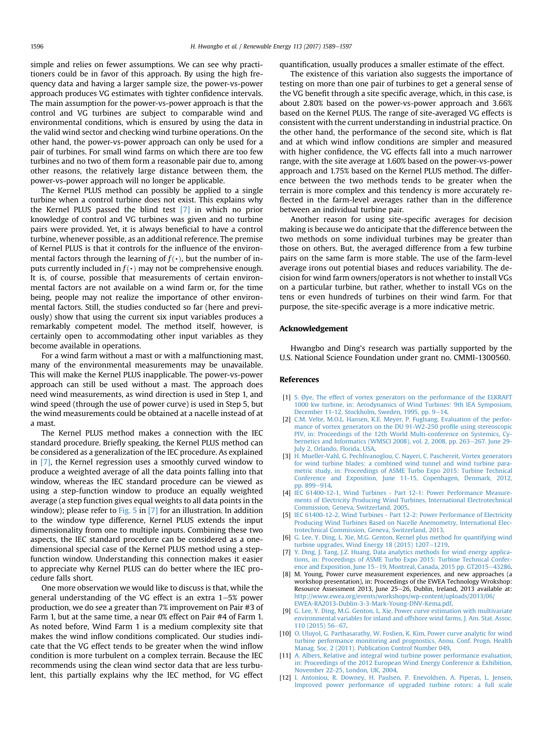simple and relies on fewer assumptions. We can see why practitioners could be in favor of this approach. By using the high frequency data and having a larger sample size, the power-vs-power approach produces VG estimates with tighter confidence intervals. The main assumption for the power-vs-power approach is that the control and VG turbines are subject to comparable wind and environmental conditions, which is ensured by using the data in the valid wind sector and checking wind turbine operations. On the other hand, the power-vs-power approach can only be used for a pair of turbines. For small wind farms on which there are too few turbines and no two of them form a reasonable pair due to, among other reasons, the relatively large distance between them, the power-vs-power approach will no longer be applicable.

The Kernel PLUS method can possibly be applied to a single turbine when a control turbine does not exist. This explains why the Kernel PLUS passed the blind test [7] in which no prior knowledge of control and VG turbines was given and no turbine pairs were provided. Yet, it is always beneficial to have a control turbine, whenever possible, as an additional reference. The premise of Kernel PLUS is that it controls for the influence of the environmental factors through the learning of $f(\cdot)$, but the number of inputs currently included in $f(\cdot)$ may not be comprehensive enough. It is, of course, possible that measurements of certain environmental factors are not available on a wind farm or, for the time being, people may not realize the importance of other environmental factors. Still, the studies conducted so far (here and previously) show that using the current six input variables produces a remarkably competent model. The method itself, however, is certainly open to accommodating other input variables as they become available in operations.

For a wind farm without a mast or with a malfunctioning mast, many of the environmental measurements may be unavailable. This will make the Kernel PLUS inapplicable. The power-vs-power approach can still be used without a mast. The approach does need wind measurements, as wind direction is used in Step 1, and wind speed (through the use of power curve) is used in Step 5, but the wind measurements could be obtained at a nacelle instead of at a mast.

The Kernel PLUS method makes a connection with the IEC standard procedure. Briefly speaking, the Kernel PLUS method can be considered as a generalization of the IEC procedure. As explained in [7], the Kernel regression uses a smoothly curved window to produce a weighted average of all the data points falling into that window, whereas the IEC standard procedure can be viewed as using a step-function window to produce an equally weighted average (a step function gives equal weights to all data points in the window); please refer to Fig. 5 in [7] for an illustration. In addition to the window type difference, Kernel PLUS extends the input dimensionality from one to multiple inputs. Combining these two aspects, the IEC standard procedure can be considered as a one-dimensional special case of the Kernel PLUS method using a step-function window. Understanding this connection makes it easier to appreciate why Kernel PLUS can do better where the IEC procedure falls short.

One more observation we would like to discuss is that, while the general understanding of the VG effect is an extra 1–5% power production, we do see a greater than 7% improvement on Pair #3 of Farm 1, but at the same time, a near 0% effect on Pair #4 of Farm 1. As noted before, Wind Farm 1 is a medium complexity site that makes the wind inflow conditions complicated. Our studies indicate that the VG effect tends to be greater when the wind inflow condition is more turbulent on a complex terrain. Because the IEC recommends using the clean wind sector data that are less turbulent, this partially explains why the IEC method, for VG effect quantification, usually produces a smaller estimate of the effect.

The existence of this variation also suggests the importance of testing on more than one pair of turbines to get a general sense of the VG benefit through a site specific average, which, in this case, is about 2.80% based on the power-vs-power approach and 3.66% based on the Kernel PLUS. The range of site-averaged VG effects is consistent with the current understanding in industrial practice. On the other hand, the performance of the second site, which is flat and at which wind inflow conditions are simpler and measured with higher confidence, the VG effects fall into a much narrower range, with the site average at 1.60% based on the power-vs-power approach and 1.75% based on the Kernel PLUS method. The difference between the two methods tends to be greater when the terrain is more complex and this tendency is more accurately reflected in the farm-level averages rather than in the difference between an individual turbine pair.

Another reason for using site-specific averages for decision making is because we do anticipate that the difference between the two methods on some individual turbines may be greater than those on others. But, the averaged difference from a few turbine pairs on the same farm is more stable. The use of the farm-level average irons out potential biases and reduces variability. The decision for wind farm owners/operators is not whether to install VGs on a particular turbine, but rather, whether to install VGs on the tens or even hundreds of turbines on their wind farm. For that purpose, the site-specific average is a more indicative metric.

## Acknowledgement

Hwangbo and Ding's research was partially supported by the U.S. National Science Foundation under grant no. CMMI-1300560.

## References

[1] S. Øye, The effect of vortex generators on the performance of the ELKRAFT 1000 kw turbine, in: Aerodynamics of Wind Turbines: 9th IEA Symposium, December 11-12, Stockholm, Sweden, 1995, pp. 9–14.

[2] C.M. Velte, M.O.L. Hansen, K.E. Meyer, P. Fuglsang, Evaluation of the performance of vortex generators on the DU 91-W2-250 profile using stereoscopic PIV, in: Proceedings of the 12th World Multi-conference on Systemics, Cybernetics and Informatics (WMSCI 2008), vol. 2, 2008, pp. 263–267. June 29-July 2, Orlando, Florida, USA.

[3] H. Mueller-Vahl, G. Pechlivanoglou, C. Nayeri, C. Paschereit, Vortex generators for wind turbine blades: a combined wind tunnel and wind turbine parametric study, in: Proceedings of ASME Turbo Expo 2015: Turbine Technical Conference and Exposition, June 11-15, Copenhagen, Denmark, 2012, pp. 899–914.

[4] IEC 61400-12-1, Wind Turbines - Part 12-1: Power Performance Measurements of Electricity Producing Wind Turbines, International Electrotechnical Commission, Geneva, Switzerland, 2005.

[5] IEC 61400-12-2, Wind Turbines - Part 12-2: Power Performance of Electricity Producing Wind Turbines Based on Nacelle Anemometry, International Electrotechnical Commission, Geneva, Switzerland, 2013.

[6] G. Lee, Y. Ding, L. Xie, M.G. Genton, Kernel plus method for quantifying wind turbine upgrades, Wind Energy 18 (2015) 1207–1219.

[7] Y. Ding, J. Tang, J.Z. Huang, Data analytics methods for wind energy applications, in: Proceedings of ASME Turbo Expo 2015: Turbine Technical Conference and Exposition, June 15–19, Montreal, Canada, 2015 pp. GT2015–43286.

[8] M. Young, Power curve measurement experiences, and new approaches (a workshop presentation), in: Proceedings of the EWEA Technology Wrokshop: Resource Assessment 2013, June 25–26, Dublin, Ireland, 2013 available at: http://www.ewea.org/events/workshops/wp-content/uploads/2013/06/EWEA-RA2013-Dublin-3-3-Mark-Young-DNV-Kema.pdf.

[9] G. Lee, Y. Ding, M.G. Genton, L. Xie, Power curve estimation with multivariate environmental variables for inland and offshore wind farms, J. Am. Stat. Assoc. 110 (2015) 56–67.

[10] O. Uluyol, G. Parthasarathy, W. Foslien, K. Kim, Power curve analytic for wind turbine performance monitoring and prognostics, Annu. Conf. Progn. Health Manag. Soc. 2 (2011). Publication Control Number 049.

[11] A. Albers, Relative and integral wind turbine power performance evaluation, in: Proceedings of the 2012 European Wind Energy Conference & Exhibition, November 22-25, London, UK, 2004.

[12] I. Antoniou, R. Downey, H. Paulsen, P. Enevoldsen, A. Piperas, L. Jensen, Improved power performance of upgraded turbine rotors: a full scale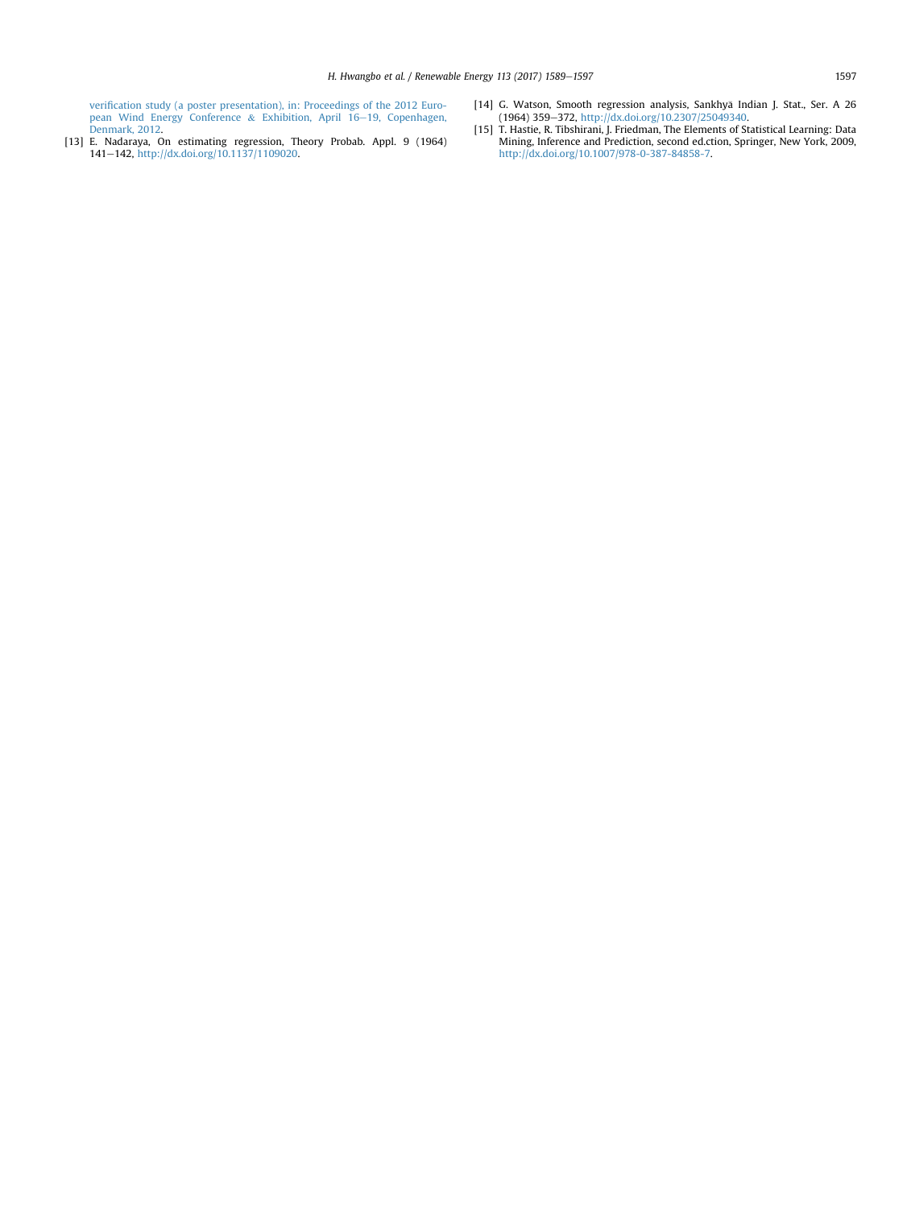verification study (a poster presentation), in: Proceedings of the 2012 European Wind Energy Conference & Exhibition, April 16–19, Copenhagen, Denmark, 2012.

[13] E. Nadaraya, On estimating regression, Theory Probab. Appl. 9 (1964) 141–142, http://dx.doi.org/10.1137/1109020.

[14] G. Watson, Smooth regression analysis, Sankhyā Indian J. Stat., Ser. A 26 (1964) 359–372, http://dx.doi.org/10.2307/25049340.

[15] T. Hastie, R. Tibshirani, J. Friedman, The Elements of Statistical Learning: Data Mining, Inference and Prediction, second ed.ction, Springer, New York, 2009, http://dx.doi.org/10.1007/978-0-387-84858-7.